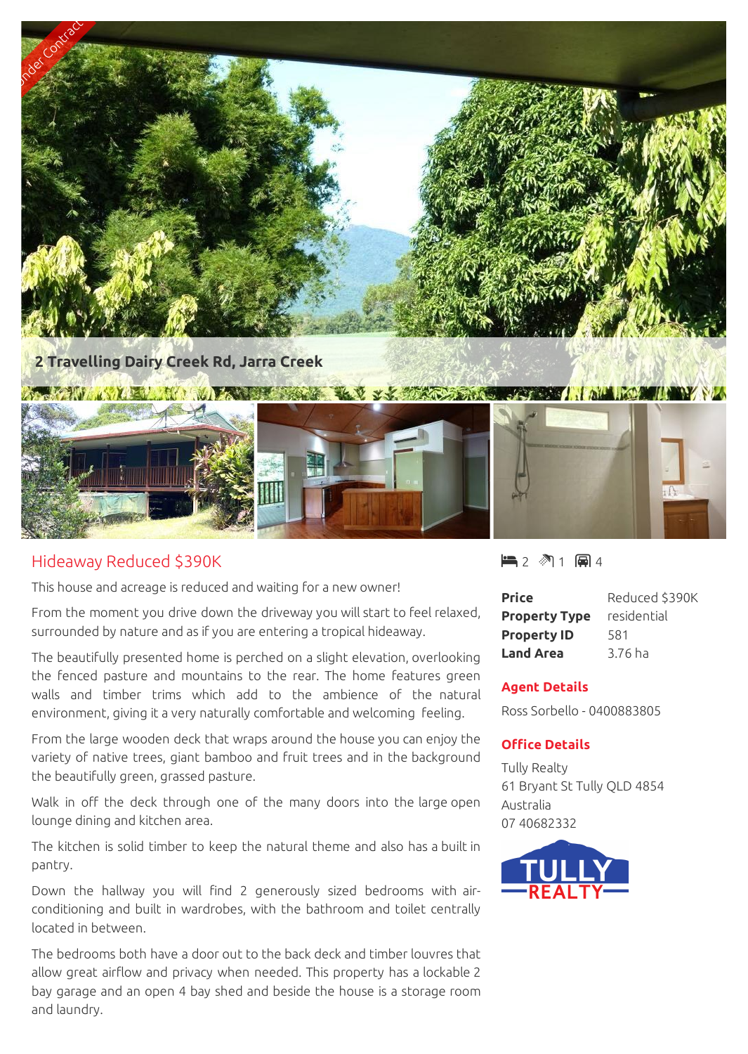Under Contract

# 2 Travelling Dairy Creek Rd, Jarra Creek

## Hideaway Reduced $390K

This house and acreage is reduced and waiting for a new owner!

From the moment you drive down the driveway you will start to feel relaxed, surrounded by nature and as if you are entering a tropical hideaway.

The beautifully presented home is perched on a slight elevation, overlooking the fenced pasture and mountains to the rear. The home features green walls and timber trims which add to the ambience of the natural environment, giving it a very naturally comfortable and welcoming feeling.

From the large wooden deck that wraps around the house you can enjoy the variety of native trees, giant bamboo and fruit trees and in the background the beautifully green, grassed pasture.

Walk in off the deck through one of the many doors into the large open lounge dining and kitchen area.

The kitchen is solid timber to keep the natural theme and also has a built in pantry.

Down the hallway you will find 2 generously sized bedrooms with air-conditioning and built in wardrobes, with the bathroom and toilet centrally located in between.

The bedrooms both have a door out to the back deck and timber louvres that allow great airflow and privacy when needed. This property has a lockable 2 bay garage and an open 4 bay shed and beside the house is a storage room and laundry.

2 1 4

| | |
|---|---|
| **Price** | Reduced $390K |
| **Property Type** | residential |
| **Property ID** | 581 |
| **Land Area** | 3.76 ha |

### Agent Details

Ross Sorbello - 0400883805

### Office Details

Tully Realty
61 Bryant St Tully QLD 4854
Australia
07 40682332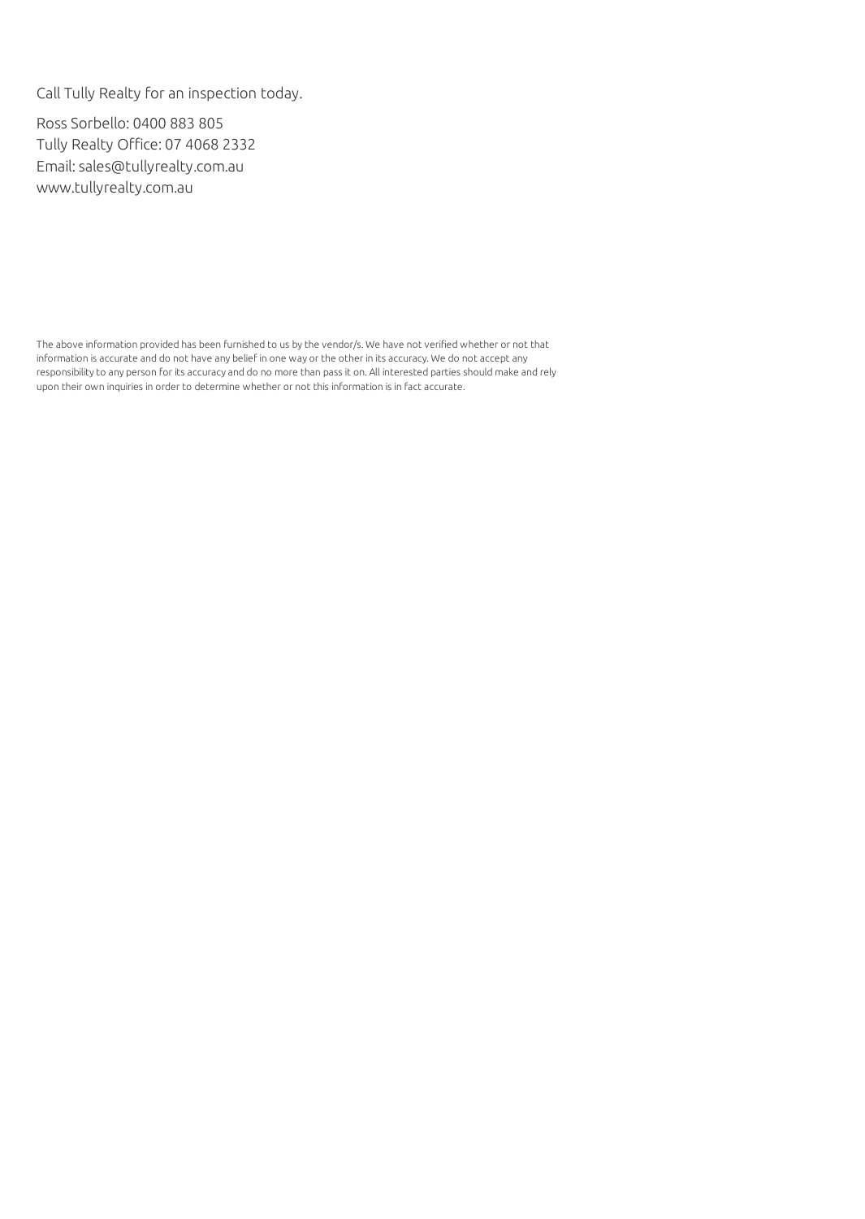Call Tully Realty for an inspection today.

Ross Sorbello: 0400 883 805
Tully Realty Office: 07 4068 2332
Email: sales@tullyrealty.com.au
www.tullyrealty.com.au

The above information provided has been furnished to us by the vendor/s. We have not verified whether or not that information is accurate and do not have any belief in one way or the other in its accuracy. We do not accept any responsibility to any person for its accuracy and do no more than pass it on. All interested parties should make and rely upon their own inquiries in order to determine whether or not this information is in fact accurate.